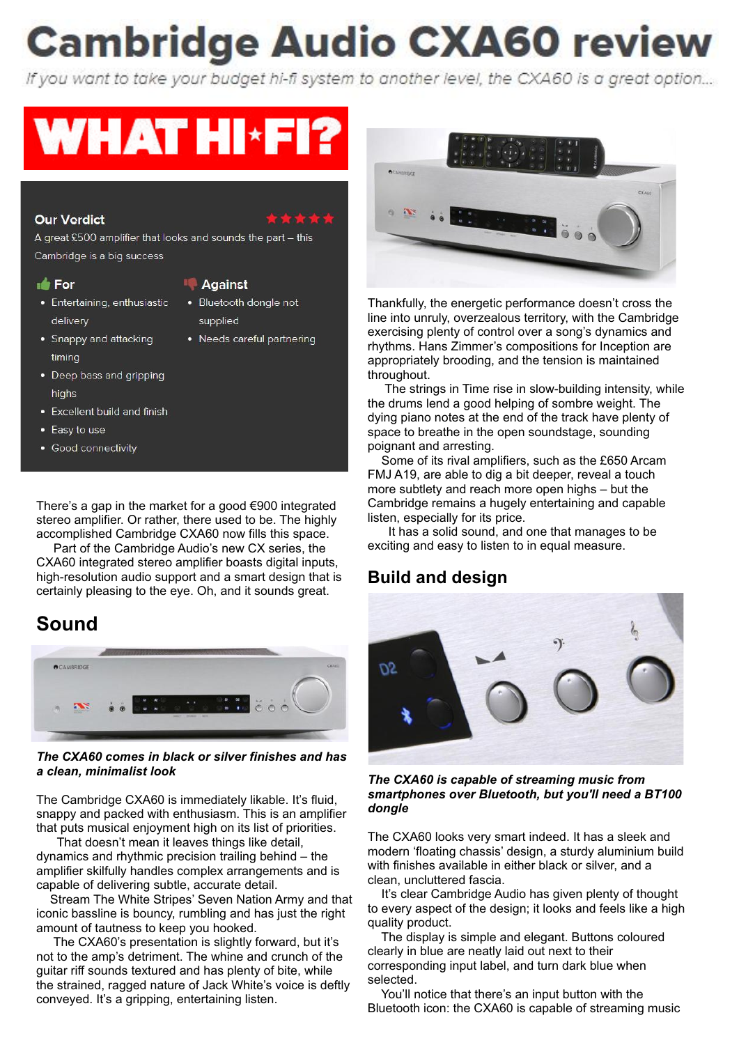# Cambridge Audio CXA60 review

*If you want to take your budget hi-fi system to another level, the CXA60 is a great option...*

WHAT HI-FI?

**Our Verdict** ★★★★★

A great £500 amplifier that looks and sounds the part – this Cambridge is a big success

**For**

- Entertaining, enthusiastic delivery
- Snappy and attacking timing
- Deep bass and gripping highs
- Excellent build and finish
- Easy to use
- Good connectivity

**Against**

- Bluetooth dongle not supplied
- Needs careful partnering

There's a gap in the market for a good €900 integrated stereo amplifier. Or rather, there used to be. The highly accomplished Cambridge CXA60 now fills this space.

Part of the Cambridge Audio's new CX series, the CXA60 integrated stereo amplifier boasts digital inputs, high-resolution audio support and a smart design that is certainly pleasing to the eye. Oh, and it sounds great.

## Sound

***The CXA60 comes in black or silver finishes and has a clean, minimalist look***

The Cambridge CXA60 is immediately likable. It's fluid, snappy and packed with enthusiasm. This is an amplifier that puts musical enjoyment high on its list of priorities.

That doesn't mean it leaves things like detail, dynamics and rhythmic precision trailing behind – the amplifier skilfully handles complex arrangements and is capable of delivering subtle, accurate detail.

Stream The White Stripes' Seven Nation Army and that iconic bassline is bouncy, rumbling and has just the right amount of tautness to keep you hooked.

The CXA60's presentation is slightly forward, but it's not to the amp's detriment. The whine and crunch of the guitar riff sounds textured and has plenty of bite, while the strained, ragged nature of Jack White's voice is deftly conveyed. It's a gripping, entertaining listen.

Thankfully, the energetic performance doesn't cross the line into unruly, overzealous territory, with the Cambridge exercising plenty of control over a song's dynamics and rhythms. Hans Zimmer's compositions for Inception are appropriately brooding, and the tension is maintained throughout.

The strings in Time rise in slow-building intensity, while the drums lend a good helping of sombre weight. The dying piano notes at the end of the track have plenty of space to breathe in the open soundstage, sounding poignant and arresting.

Some of its rival amplifiers, such as the £650 Arcam FMJ A19, are able to dig a bit deeper, reveal a touch more subtlety and reach more open highs – but the Cambridge remains a hugely entertaining and capable listen, especially for its price.

It has a solid sound, and one that manages to be exciting and easy to listen to in equal measure.

## Build and design

***The CXA60 is capable of streaming music from smartphones over Bluetooth, but you'll need a BT100 dongle***

The CXA60 looks very smart indeed. It has a sleek and modern 'floating chassis' design, a sturdy aluminium build with finishes available in either black or silver, and a clean, uncluttered fascia.

It's clear Cambridge Audio has given plenty of thought to every aspect of the design; it looks and feels like a high quality product.

The display is simple and elegant. Buttons coloured clearly in blue are neatly laid out next to their corresponding input label, and turn dark blue when selected.

You'll notice that there's an input button with the Bluetooth icon: the CXA60 is capable of streaming music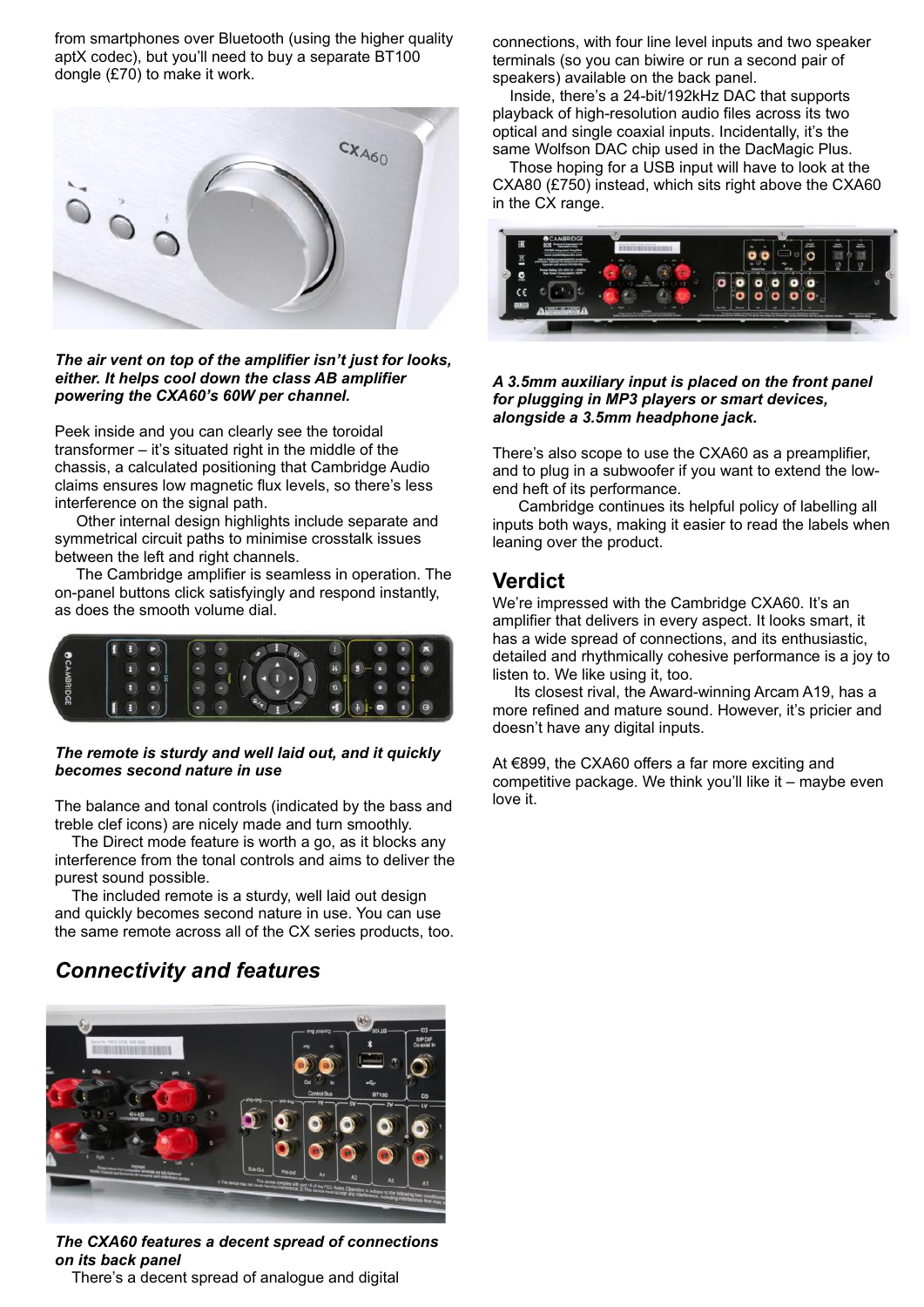from smartphones over Bluetooth (using the higher quality aptX codec), but you'll need to buy a separate BT100 dongle (£70) to make it work.

***The air vent on top of the amplifier isn't just for looks, either. It helps cool down the class AB amplifier powering the CXA60's 60W per channel.***

Peek inside and you can clearly see the toroidal transformer – it's situated right in the middle of the chassis, a calculated positioning that Cambridge Audio claims ensures low magnetic flux levels, so there's less interference on the signal path.

Other internal design highlights include separate and symmetrical circuit paths to minimise crosstalk issues between the left and right channels.

The Cambridge amplifier is seamless in operation. The on-panel buttons click satisfyingly and respond instantly, as does the smooth volume dial.

***The remote is sturdy and well laid out, and it quickly becomes second nature in use***

The balance and tonal controls (indicated by the bass and treble clef icons) are nicely made and turn smoothly.

The Direct mode feature is worth a go, as it blocks any interference from the tonal controls and aims to deliver the purest sound possible.

The included remote is a sturdy, well laid out design and quickly becomes second nature in use. You can use the same remote across all of the CX series products, too.

## *Connectivity and features*

***The CXA60 features a decent spread of connections on its back panel***

There's a decent spread of analogue and digital connections, with four line level inputs and two speaker terminals (so you can biwire or run a second pair of speakers) available on the back panel.

Inside, there's a 24-bit/192kHz DAC that supports playback of high-resolution audio files across its two optical and single coaxial inputs. Incidentally, it's the same Wolfson DAC chip used in the DacMagic Plus.

Those hoping for a USB input will have to look at the CXA80 (£750) instead, which sits right above the CXA60 in the CX range.

***A 3.5mm auxiliary input is placed on the front panel for plugging in MP3 players or smart devices, alongside a 3.5mm headphone jack.***

There's also scope to use the CXA60 as a preamplifier, and to plug in a subwoofer if you want to extend the low-end heft of its performance.

Cambridge continues its helpful policy of labelling all inputs both ways, making it easier to read the labels when leaning over the product.

## Verdict

We're impressed with the Cambridge CXA60. It's an amplifier that delivers in every aspect. It looks smart, it has a wide spread of connections, and its enthusiastic, detailed and rhythmically cohesive performance is a joy to listen to. We like using it, too.

Its closest rival, the Award-winning Arcam A19, has a more refined and mature sound. However, it's pricier and doesn't have any digital inputs.

At €899, the CXA60 offers a far more exciting and competitive package. We think you'll like it – maybe even love it.